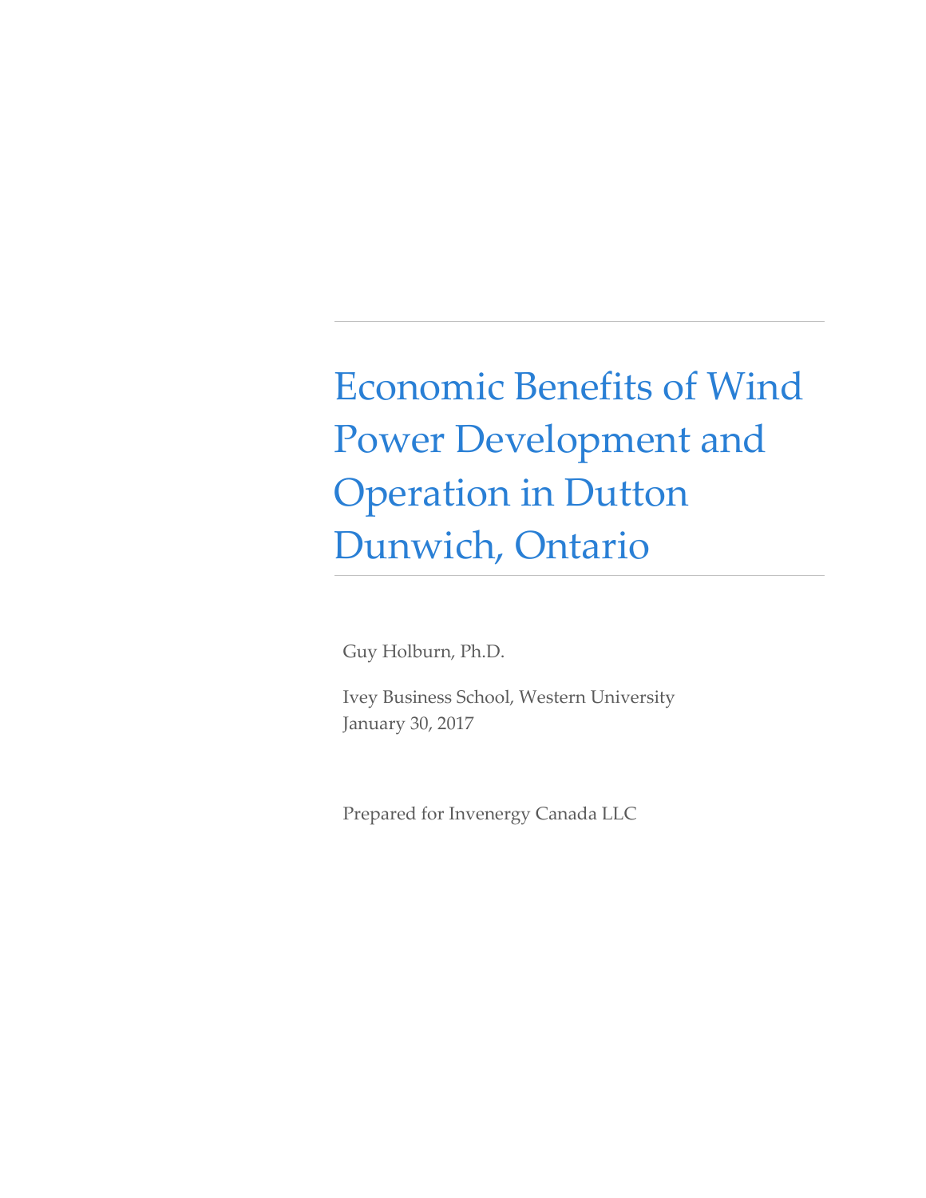# Economic Benefits of Wind Power Development and Operation in Dutton Dunwich, Ontario

Guy Holburn, Ph.D.

Ivey Business School, Western University
January 30, 2017

Prepared for Invenergy Canada LLC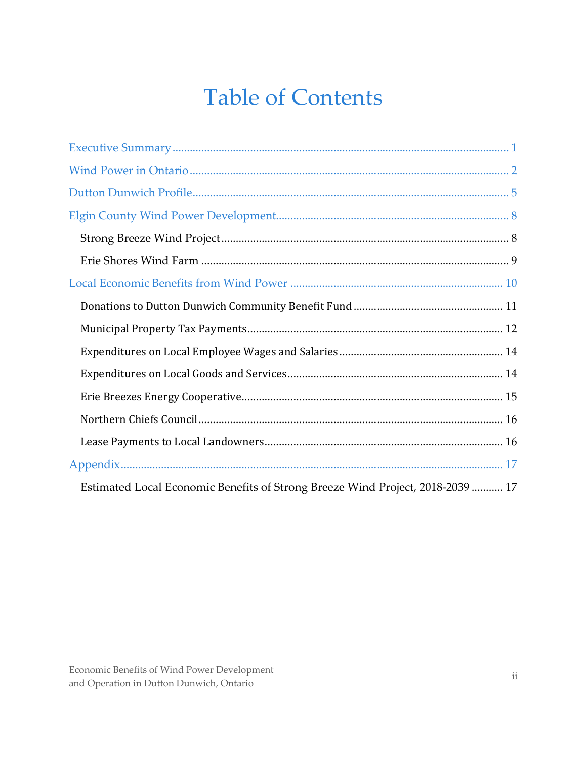# Table of Contents

Executive Summary ........................................................................................................ 1

Wind Power in Ontario ................................................................................................. 2

Dutton Dunwich Profile ................................................................................................ 5

Elgin County Wind Power Development ........................................................................ 8

- Strong Breeze Wind Project ........................................................................................ 8
- Erie Shores Wind Farm ............................................................................................... 9

Local Economic Benefits from Wind Power .................................................................. 10

- Donations to Dutton Dunwich Community Benefit Fund ............................................ 11
- Municipal Property Tax Payments .............................................................................. 12
- Expenditures on Local Employee Wages and Salaries ................................................. 14
- Expenditures on Local Goods and Services ................................................................ 14
- Erie Breezes Energy Cooperative ................................................................................ 15
- Northern Chiefs Council ............................................................................................. 16
- Lease Payments to Local Landowners ........................................................................ 16

Appendix ..................................................................................................................... 17

- Estimated Local Economic Benefits of Strong Breeze Wind Project, 2018-2039 ........... 17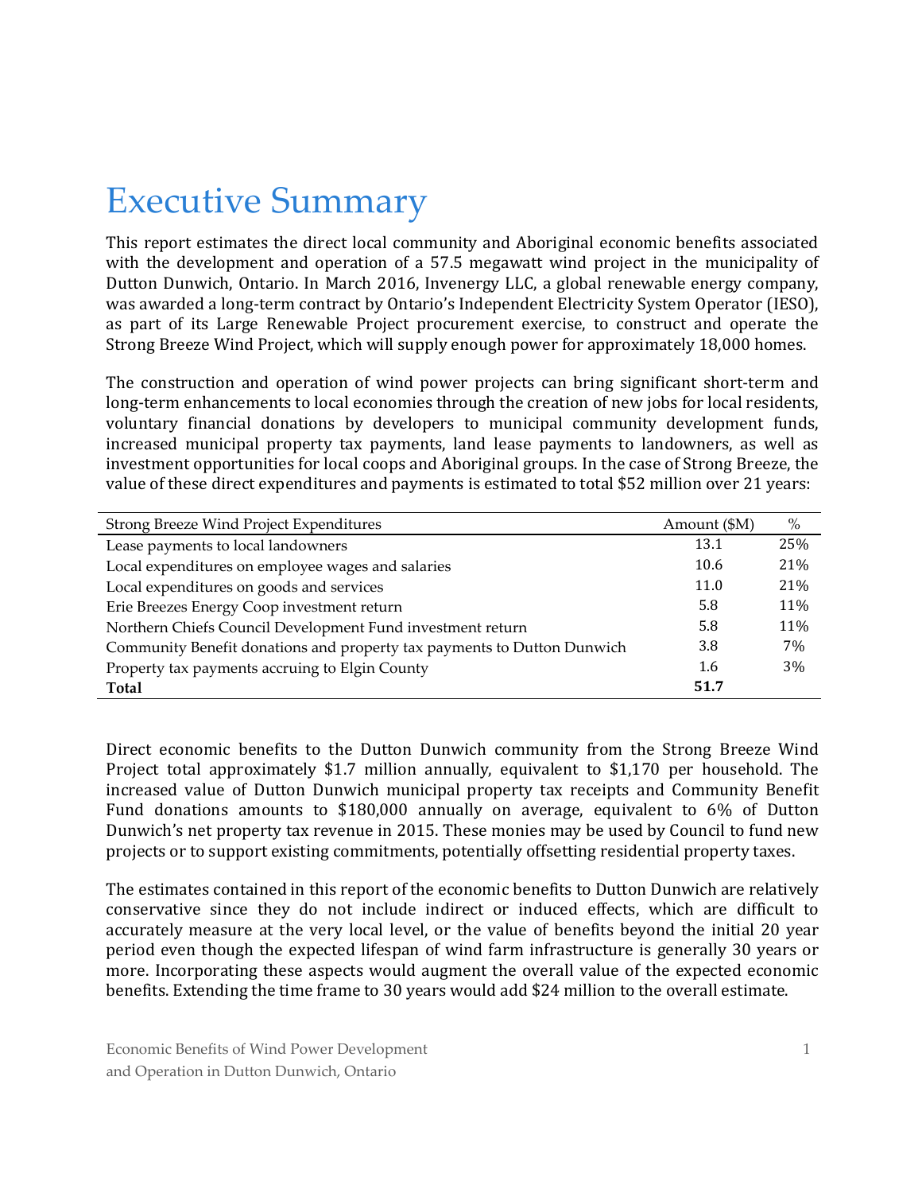# Executive Summary

This report estimates the direct local community and Aboriginal economic benefits associated with the development and operation of a 57.5 megawatt wind project in the municipality of Dutton Dunwich, Ontario. In March 2016, Invenergy LLC, a global renewable energy company, was awarded a long-term contract by Ontario's Independent Electricity System Operator (IESO), as part of its Large Renewable Project procurement exercise, to construct and operate the Strong Breeze Wind Project, which will supply enough power for approximately 18,000 homes.

The construction and operation of wind power projects can bring significant short-term and long-term enhancements to local economies through the creation of new jobs for local residents, voluntary financial donations by developers to municipal community development funds, increased municipal property tax payments, land lease payments to landowners, as well as investment opportunities for local coops and Aboriginal groups. In the case of Strong Breeze, the value of these direct expenditures and payments is estimated to total $52 million over 21 years:

| Strong Breeze Wind Project Expenditures | Amount ($M) | % |
|---|---|---|
| Lease payments to local landowners | 13.1 | 25% |
| Local expenditures on employee wages and salaries | 10.6 | 21% |
| Local expenditures on goods and services | 11.0 | 21% |
| Erie Breezes Energy Coop investment return | 5.8 | 11% |
| Northern Chiefs Council Development Fund investment return | 5.8 | 11% |
| Community Benefit donations and property tax payments to Dutton Dunwich | 3.8 | 7% |
| Property tax payments accruing to Elgin County | 1.6 | 3% |
| **Total** | **51.7** | |

Direct economic benefits to the Dutton Dunwich community from the Strong Breeze Wind Project total approximately $1.7 million annually, equivalent to $1,170 per household. The increased value of Dutton Dunwich municipal property tax receipts and Community Benefit Fund donations amounts to $180,000 annually on average, equivalent to 6% of Dutton Dunwich's net property tax revenue in 2015. These monies may be used by Council to fund new projects or to support existing commitments, potentially offsetting residential property taxes.

The estimates contained in this report of the economic benefits to Dutton Dunwich are relatively conservative since they do not include indirect or induced effects, which are difficult to accurately measure at the very local level, or the value of benefits beyond the initial 20 year period even though the expected lifespan of wind farm infrastructure is generally 30 years or more. Incorporating these aspects would augment the overall value of the expected economic benefits. Extending the time frame to 30 years would add $24 million to the overall estimate.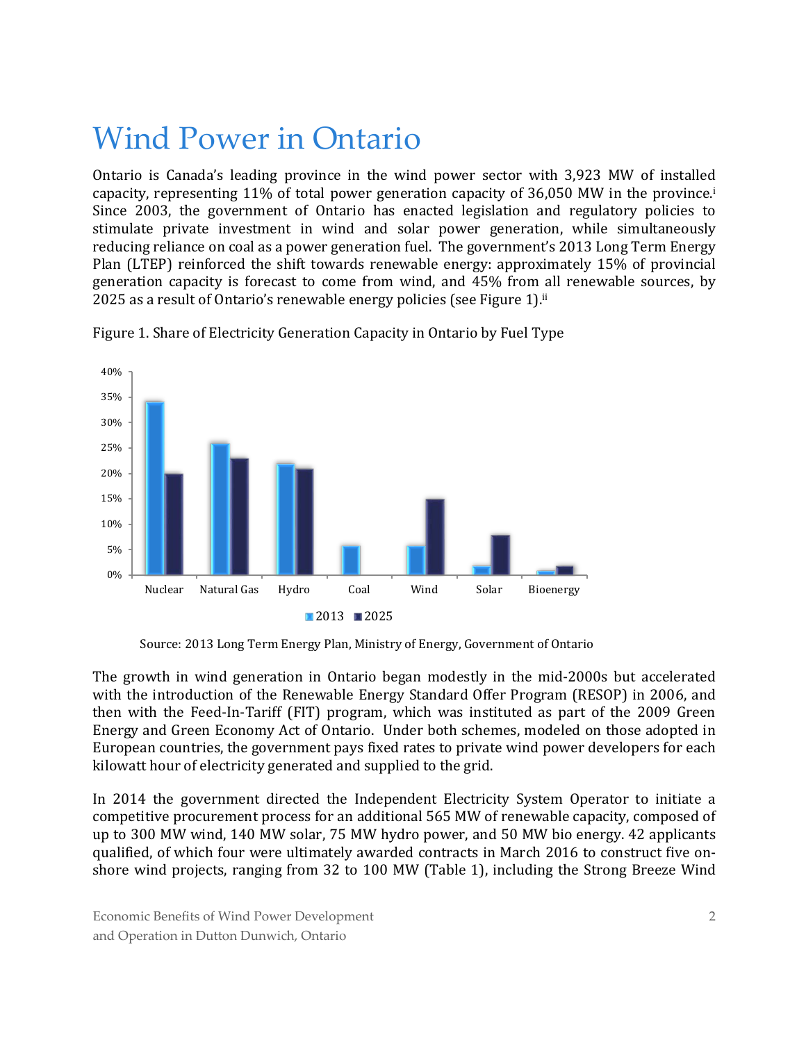# Wind Power in Ontario

Ontario is Canada's leading province in the wind power sector with 3,923 MW of installed capacity, representing 11% of total power generation capacity of 36,050 MW in the province.[i] Since 2003, the government of Ontario has enacted legislation and regulatory policies to stimulate private investment in wind and solar power generation, while simultaneously reducing reliance on coal as a power generation fuel. The government's 2013 Long Term Energy Plan (LTEP) reinforced the shift towards renewable energy: approximately 15% of provincial generation capacity is forecast to come from wind, and 45% from all renewable sources, by 2025 as a result of Ontario's renewable energy policies (see Figure 1).[ii]

Figure 1. Share of Electricity Generation Capacity in Ontario by Fuel Type

Source: 2013 Long Term Energy Plan, Ministry of Energy, Government of Ontario

The growth in wind generation in Ontario began modestly in the mid-2000s but accelerated with the introduction of the Renewable Energy Standard Offer Program (RESOP) in 2006, and then with the Feed-In-Tariff (FIT) program, which was instituted as part of the 2009 Green Energy and Green Economy Act of Ontario. Under both schemes, modeled on those adopted in European countries, the government pays fixed rates to private wind power developers for each kilowatt hour of electricity generated and supplied to the grid.

In 2014 the government directed the Independent Electricity System Operator to initiate a competitive procurement process for an additional 565 MW of renewable capacity, composed of up to 300 MW wind, 140 MW solar, 75 MW hydro power, and 50 MW bio energy. 42 applicants qualified, of which four were ultimately awarded contracts in March 2016 to construct five on-shore wind projects, ranging from 32 to 100 MW (Table 1), including the Strong Breeze Wind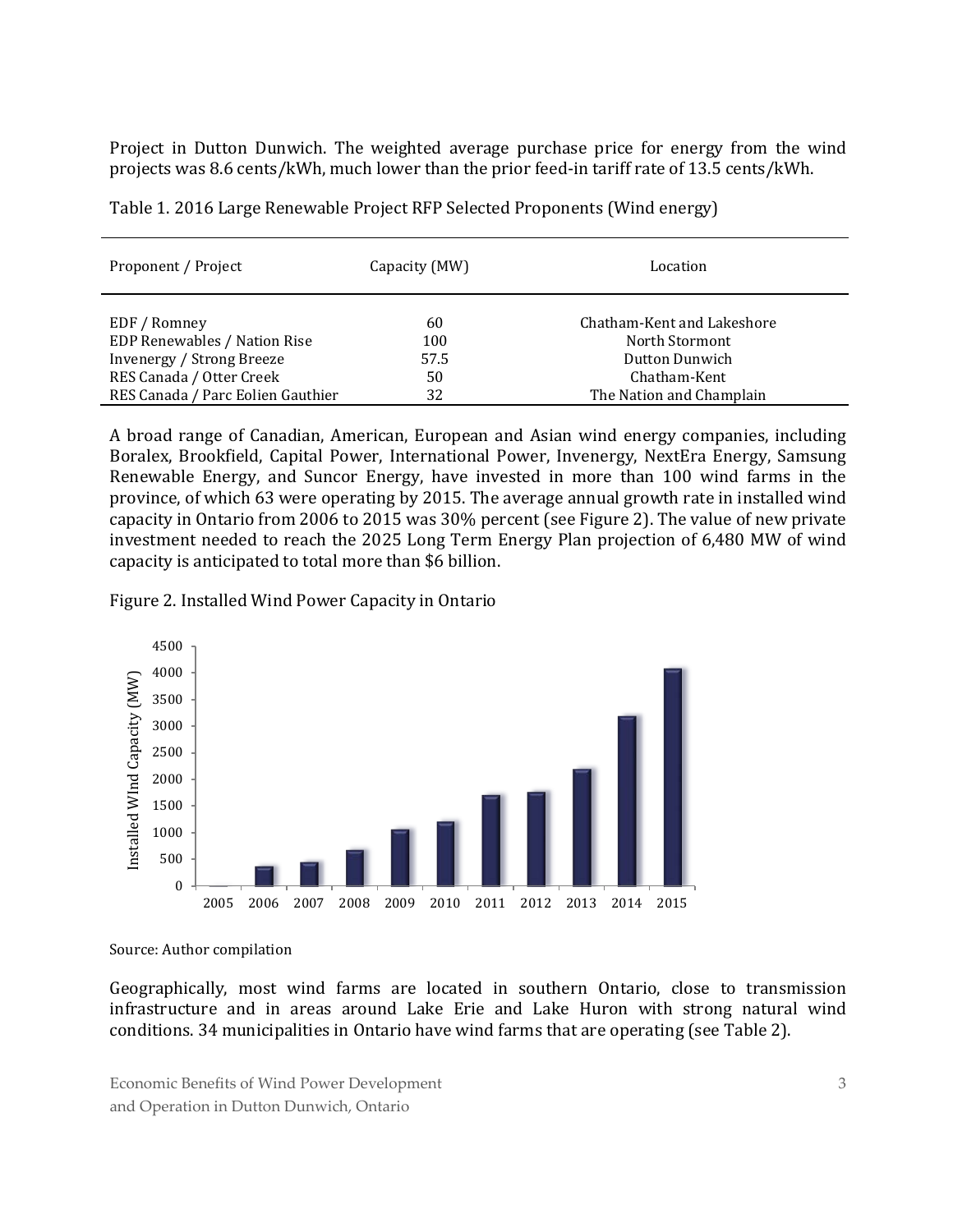Project in Dutton Dunwich. The weighted average purchase price for energy from the wind projects was 8.6 cents/kWh, much lower than the prior feed-in tariff rate of 13.5 cents/kWh.

Table 1. 2016 Large Renewable Project RFP Selected Proponents (Wind energy)

| Proponent / Project | Capacity (MW) | Location |
|---|---|---|
| EDF / Romney | 60 | Chatham-Kent and Lakeshore |
| EDP Renewables / Nation Rise | 100 | North Stormont |
| Invenergy / Strong Breeze | 57.5 | Dutton Dunwich |
| RES Canada / Otter Creek | 50 | Chatham-Kent |
| RES Canada / Parc Eolien Gauthier | 32 | The Nation and Champlain |

A broad range of Canadian, American, European and Asian wind energy companies, including Boralex, Brookfield, Capital Power, International Power, Invenergy, NextEra Energy, Samsung Renewable Energy, and Suncor Energy, have invested in more than 100 wind farms in the province, of which 63 were operating by 2015. The average annual growth rate in installed wind capacity in Ontario from 2006 to 2015 was 30% percent (see Figure 2). The value of new private investment needed to reach the 2025 Long Term Energy Plan projection of 6,480 MW of wind capacity is anticipated to total more than $6 billion.

Figure 2. Installed Wind Power Capacity in Ontario

Source: Author compilation

Geographically, most wind farms are located in southern Ontario, close to transmission infrastructure and in areas around Lake Erie and Lake Huron with strong natural wind conditions. 34 municipalities in Ontario have wind farms that are operating (see Table 2).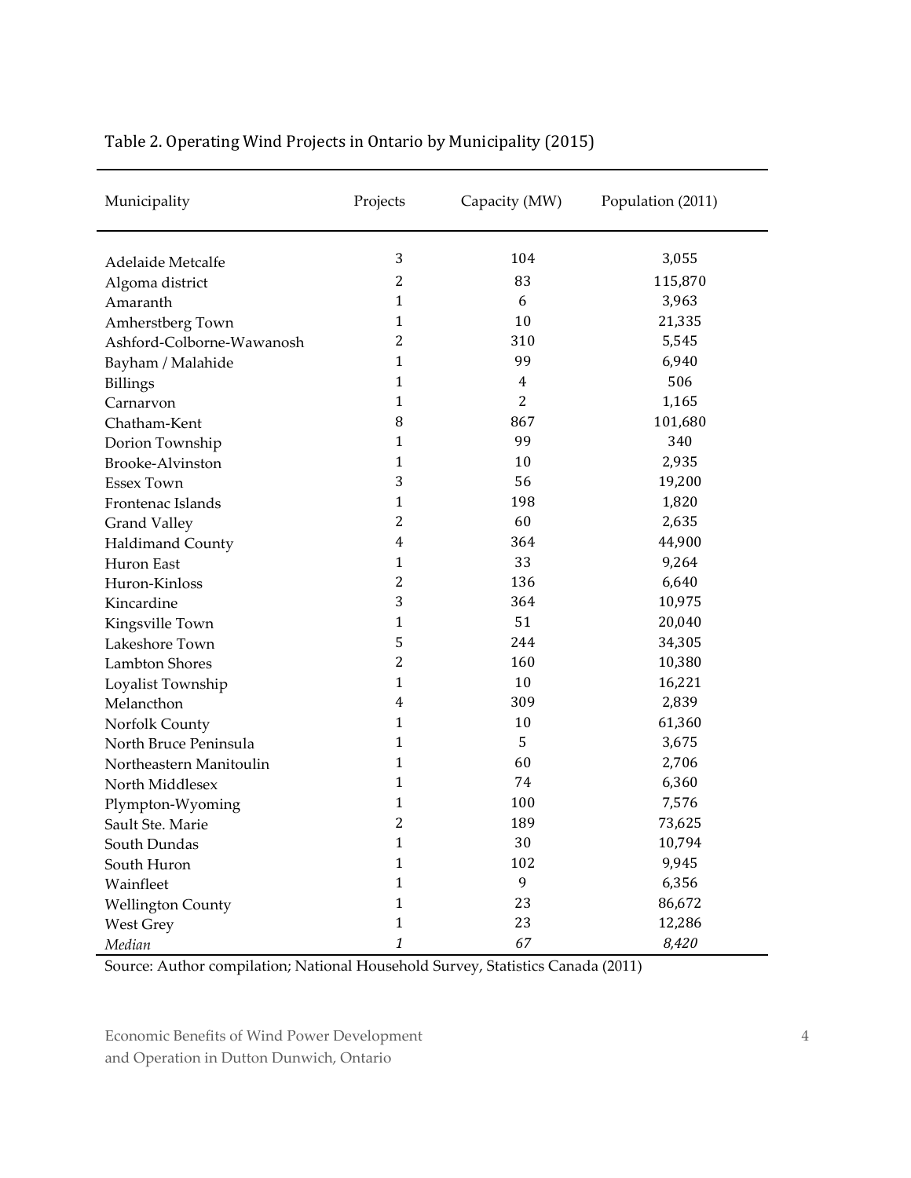Table 2. Operating Wind Projects in Ontario by Municipality (2015)

| Municipality | Projects | Capacity (MW) | Population (2011) |
|---|---|---|---|
| Adelaide Metcalfe | 3 | 104 | 3,055 |
| Algoma district | 2 | 83 | 115,870 |
| Amaranth | 1 | 6 | 3,963 |
| Amherstberg Town | 1 | 10 | 21,335 |
| Ashford-Colborne-Wawanosh | 2 | 310 | 5,545 |
| Bayham / Malahide | 1 | 99 | 6,940 |
| Billings | 1 | 4 | 506 |
| Carnarvon | 1 | 2 | 1,165 |
| Chatham-Kent | 8 | 867 | 101,680 |
| Dorion Township | 1 | 99 | 340 |
| Brooke-Alvinston | 1 | 10 | 2,935 |
| Essex Town | 3 | 56 | 19,200 |
| Frontenac Islands | 1 | 198 | 1,820 |
| Grand Valley | 2 | 60 | 2,635 |
| Haldimand County | 4 | 364 | 44,900 |
| Huron East | 1 | 33 | 9,264 |
| Huron-Kinloss | 2 | 136 | 6,640 |
| Kincardine | 3 | 364 | 10,975 |
| Kingsville Town | 1 | 51 | 20,040 |
| Lakeshore Town | 5 | 244 | 34,305 |
| Lambton Shores | 2 | 160 | 10,380 |
| Loyalist Township | 1 | 10 | 16,221 |
| Melancthon | 4 | 309 | 2,839 |
| Norfolk County | 1 | 10 | 61,360 |
| North Bruce Peninsula | 1 | 5 | 3,675 |
| Northeastern Manitoulin | 1 | 60 | 2,706 |
| North Middlesex | 1 | 74 | 6,360 |
| Plympton-Wyoming | 1 | 100 | 7,576 |
| Sault Ste. Marie | 2 | 189 | 73,625 |
| South Dundas | 1 | 30 | 10,794 |
| South Huron | 1 | 102 | 9,945 |
| Wainfleet | 1 | 9 | 6,356 |
| Wellington County | 1 | 23 | 86,672 |
| West Grey | 1 | 23 | 12,286 |
| *Median* | *1* | *67* | *8,420* |

Source: Author compilation; National Household Survey, Statistics Canada (2011)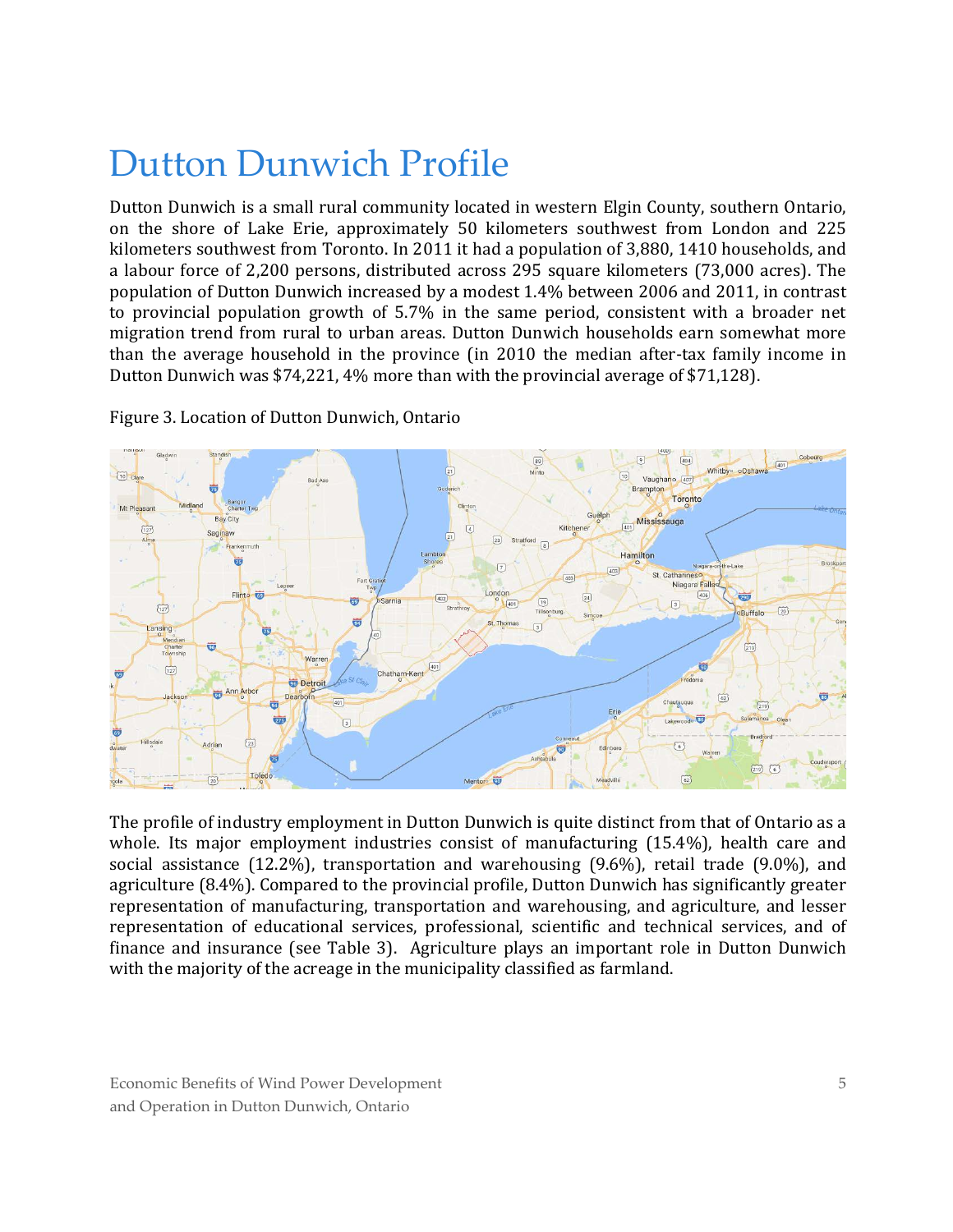# Dutton Dunwich Profile

Dutton Dunwich is a small rural community located in western Elgin County, southern Ontario, on the shore of Lake Erie, approximately 50 kilometers southwest from London and 225 kilometers southwest from Toronto. In 2011 it had a population of 3,880, 1410 households, and a labour force of 2,200 persons, distributed across 295 square kilometers (73,000 acres). The population of Dutton Dunwich increased by a modest 1.4% between 2006 and 2011, in contrast to provincial population growth of 5.7% in the same period, consistent with a broader net migration trend from rural to urban areas. Dutton Dunwich households earn somewhat more than the average household in the province (in 2010 the median after-tax family income in Dutton Dunwich was $74,221, 4% more than with the provincial average of $71,128).

Figure 3. Location of Dutton Dunwich, Ontario

The profile of industry employment in Dutton Dunwich is quite distinct from that of Ontario as a whole. Its major employment industries consist of manufacturing (15.4%), health care and social assistance (12.2%), transportation and warehousing (9.6%), retail trade (9.0%), and agriculture (8.4%). Compared to the provincial profile, Dutton Dunwich has significantly greater representation of manufacturing, transportation and warehousing, and agriculture, and lesser representation of educational services, professional, scientific and technical services, and of finance and insurance (see Table 3). Agriculture plays an important role in Dutton Dunwich with the majority of the acreage in the municipality classified as farmland.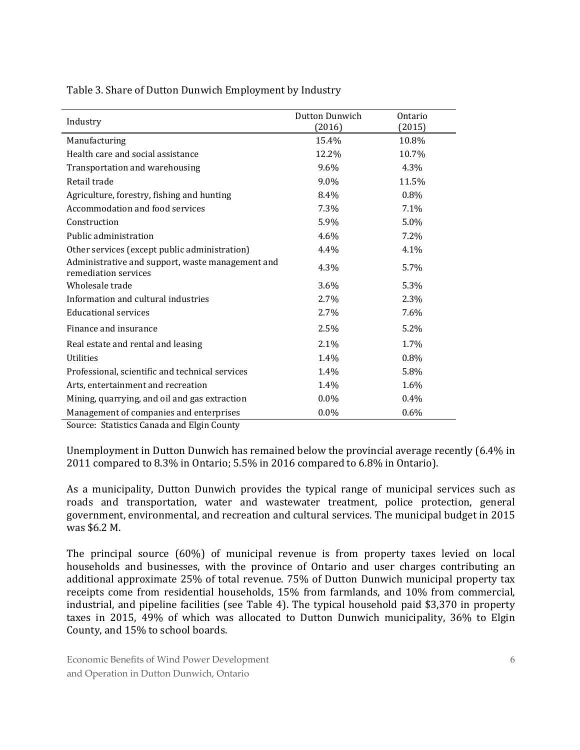Table 3. Share of Dutton Dunwich Employment by Industry

| Industry | Dutton Dunwich (2016) | Ontario (2015) |
|---|---|---|
| Manufacturing | 15.4% | 10.8% |
| Health care and social assistance | 12.2% | 10.7% |
| Transportation and warehousing | 9.6% | 4.3% |
| Retail trade | 9.0% | 11.5% |
| Agriculture, forestry, fishing and hunting | 8.4% | 0.8% |
| Accommodation and food services | 7.3% | 7.1% |
| Construction | 5.9% | 5.0% |
| Public administration | 4.6% | 7.2% |
| Other services (except public administration) | 4.4% | 4.1% |
| Administrative and support, waste management and remediation services | 4.3% | 5.7% |
| Wholesale trade | 3.6% | 5.3% |
| Information and cultural industries | 2.7% | 2.3% |
| Educational services | 2.7% | 7.6% |
| Finance and insurance | 2.5% | 5.2% |
| Real estate and rental and leasing | 2.1% | 1.7% |
| Utilities | 1.4% | 0.8% |
| Professional, scientific and technical services | 1.4% | 5.8% |
| Arts, entertainment and recreation | 1.4% | 1.6% |
| Mining, quarrying, and oil and gas extraction | 0.0% | 0.4% |
| Management of companies and enterprises | 0.0% | 0.6% |

Source: Statistics Canada and Elgin County

Unemployment in Dutton Dunwich has remained below the provincial average recently (6.4% in 2011 compared to 8.3% in Ontario; 5.5% in 2016 compared to 6.8% in Ontario).

As a municipality, Dutton Dunwich provides the typical range of municipal services such as roads and transportation, water and wastewater treatment, police protection, general government, environmental, and recreation and cultural services. The municipal budget in 2015 was $6.2 M.

The principal source (60%) of municipal revenue is from property taxes levied on local households and businesses, with the province of Ontario and user charges contributing an additional approximate 25% of total revenue. 75% of Dutton Dunwich municipal property tax receipts come from residential households, 15% from farmlands, and 10% from commercial, industrial, and pipeline facilities (see Table 4). The typical household paid $3,370 in property taxes in 2015, 49% of which was allocated to Dutton Dunwich municipality, 36% to Elgin County, and 15% to school boards.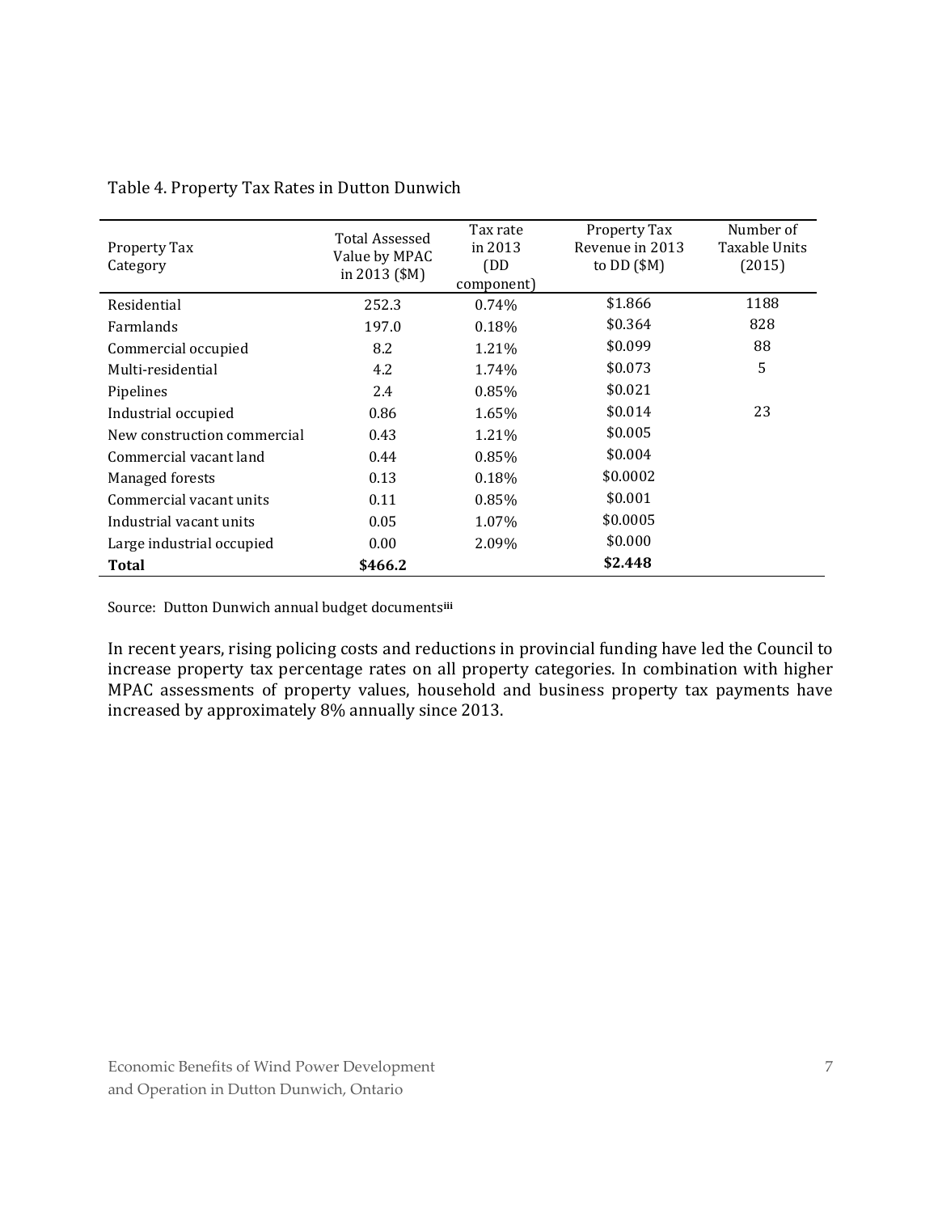Table 4. Property Tax Rates in Dutton Dunwich

| Property Tax Category | Total Assessed Value by MPAC in 2013 ($M) | Tax rate in 2013 (DD component) | Property Tax Revenue in 2013 to DD ($M) | Number of Taxable Units (2015) |
|---|---|---|---|---|
| Residential | 252.3 | 0.74% | $1.866 | 1188 |
| Farmlands | 197.0 | 0.18% | $0.364 | 828 |
| Commercial occupied | 8.2 | 1.21% | $0.099 | 88 |
| Multi-residential | 4.2 | 1.74% | $0.073 | 5 |
| Pipelines | 2.4 | 0.85% | $0.021 | |
| Industrial occupied | 0.86 | 1.65% | $0.014 | 23 |
| New construction commercial | 0.43 | 1.21% | $0.005 | |
| Commercial vacant land | 0.44 | 0.85% | $0.004 | |
| Managed forests | 0.13 | 0.18% | $0.0002 | |
| Commercial vacant units | 0.11 | 0.85% | $0.001 | |
| Industrial vacant units | 0.05 | 1.07% | $0.0005 | |
| Large industrial occupied | 0.00 | 2.09% | $0.000 | |
| **Total** | **$466.2** | | **$2.448** | |

Source: Dutton Dunwich annual budget documents[iii]

In recent years, rising policing costs and reductions in provincial funding have led the Council to increase property tax percentage rates on all property categories. In combination with higher MPAC assessments of property values, household and business property tax payments have increased by approximately 8% annually since 2013.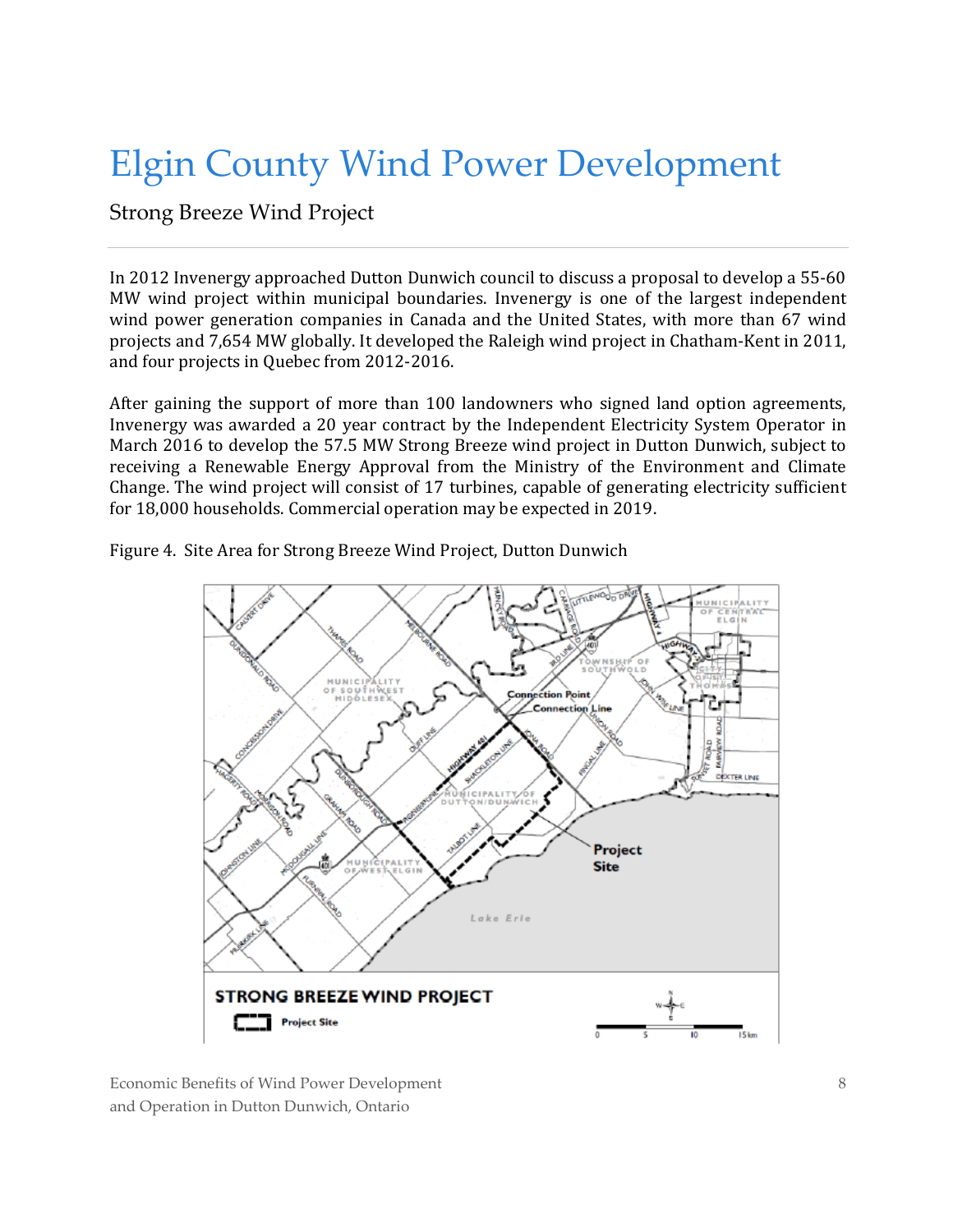# Elgin County Wind Power Development

## Strong Breeze Wind Project

In 2012 Invenergy approached Dutton Dunwich council to discuss a proposal to develop a 55-60 MW wind project within municipal boundaries. Invenergy is one of the largest independent wind power generation companies in Canada and the United States, with more than 67 wind projects and 7,654 MW globally. It developed the Raleigh wind project in Chatham-Kent in 2011, and four projects in Quebec from 2012-2016.

After gaining the support of more than 100 landowners who signed land option agreements, Invenergy was awarded a 20 year contract by the Independent Electricity System Operator in March 2016 to develop the 57.5 MW Strong Breeze wind project in Dutton Dunwich, subject to receiving a Renewable Energy Approval from the Ministry of the Environment and Climate Change. The wind project will consist of 17 turbines, capable of generating electricity sufficient for 18,000 households. Commercial operation may be expected in 2019.

Figure 4. Site Area for Strong Breeze Wind Project, Dutton Dunwich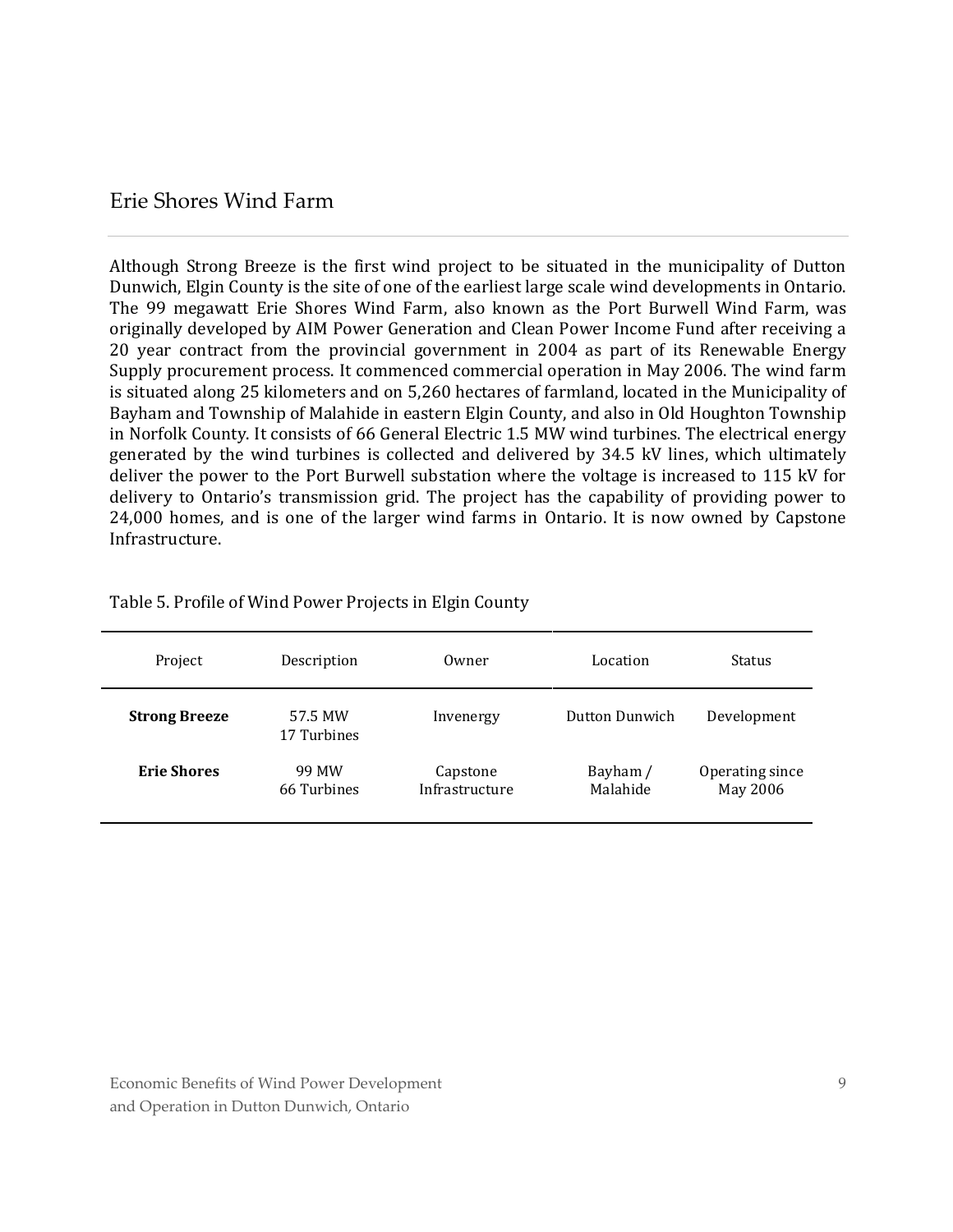## Erie Shores Wind Farm

Although Strong Breeze is the first wind project to be situated in the municipality of Dutton Dunwich, Elgin County is the site of one of the earliest large scale wind developments in Ontario. The 99 megawatt Erie Shores Wind Farm, also known as the Port Burwell Wind Farm, was originally developed by AIM Power Generation and Clean Power Income Fund after receiving a 20 year contract from the provincial government in 2004 as part of its Renewable Energy Supply procurement process. It commenced commercial operation in May 2006. The wind farm is situated along 25 kilometers and on 5,260 hectares of farmland, located in the Municipality of Bayham and Township of Malahide in eastern Elgin County, and also in Old Houghton Township in Norfolk County. It consists of 66 General Electric 1.5 MW wind turbines. The electrical energy generated by the wind turbines is collected and delivered by 34.5 kV lines, which ultimately deliver the power to the Port Burwell substation where the voltage is increased to 115 kV for delivery to Ontario's transmission grid. The project has the capability of providing power to 24,000 homes, and is one of the larger wind farms in Ontario. It is now owned by Capstone Infrastructure.

Table 5. Profile of Wind Power Projects in Elgin County

| Project | Description | Owner | Location | Status |
|---|---|---|---|---|
| **Strong Breeze** | 57.5 MW 17 Turbines | Invenergy | Dutton Dunwich | Development |
| **Erie Shores** | 99 MW 66 Turbines | Capstone Infrastructure | Bayham / Malahide | Operating since May 2006 |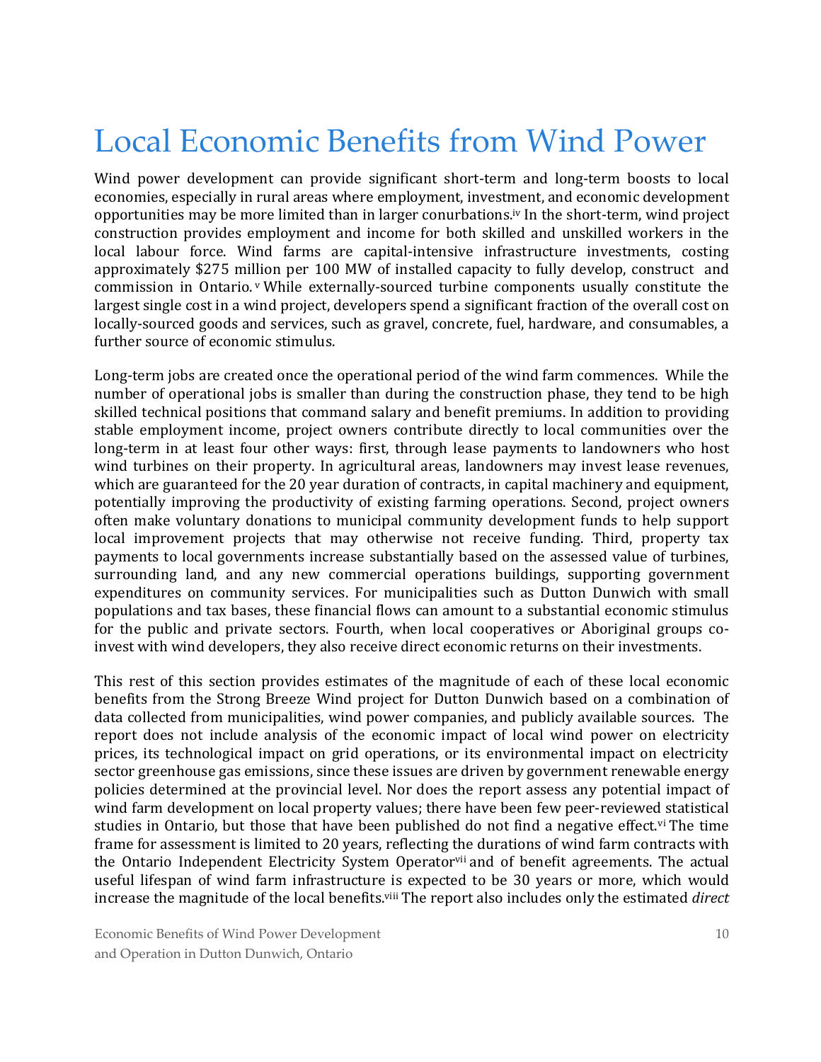# Local Economic Benefits from Wind Power

Wind power development can provide significant short-term and long-term boosts to local economies, especially in rural areas where employment, investment, and economic development opportunities may be more limited than in larger conurbations.[iv] In the short-term, wind project construction provides employment and income for both skilled and unskilled workers in the local labour force. Wind farms are capital-intensive infrastructure investments, costing approximately $275 million per 100 MW of installed capacity to fully develop, construct and commission in Ontario.[v] While externally-sourced turbine components usually constitute the largest single cost in a wind project, developers spend a significant fraction of the overall cost on locally-sourced goods and services, such as gravel, concrete, fuel, hardware, and consumables, a further source of economic stimulus.

Long-term jobs are created once the operational period of the wind farm commences. While the number of operational jobs is smaller than during the construction phase, they tend to be high skilled technical positions that command salary and benefit premiums. In addition to providing stable employment income, project owners contribute directly to local communities over the long-term in at least four other ways: first, through lease payments to landowners who host wind turbines on their property. In agricultural areas, landowners may invest lease revenues, which are guaranteed for the 20 year duration of contracts, in capital machinery and equipment, potentially improving the productivity of existing farming operations. Second, project owners often make voluntary donations to municipal community development funds to help support local improvement projects that may otherwise not receive funding. Third, property tax payments to local governments increase substantially based on the assessed value of turbines, surrounding land, and any new commercial operations buildings, supporting government expenditures on community services. For municipalities such as Dutton Dunwich with small populations and tax bases, these financial flows can amount to a substantial economic stimulus for the public and private sectors. Fourth, when local cooperatives or Aboriginal groups co-invest with wind developers, they also receive direct economic returns on their investments.

This rest of this section provides estimates of the magnitude of each of these local economic benefits from the Strong Breeze Wind project for Dutton Dunwich based on a combination of data collected from municipalities, wind power companies, and publicly available sources. The report does not include analysis of the economic impact of local wind power on electricity prices, its technological impact on grid operations, or its environmental impact on electricity sector greenhouse gas emissions, since these issues are driven by government renewable energy policies determined at the provincial level. Nor does the report assess any potential impact of wind farm development on local property values; there have been few peer-reviewed statistical studies in Ontario, but those that have been published do not find a negative effect.[vi] The time frame for assessment is limited to 20 years, reflecting the durations of wind farm contracts with the Ontario Independent Electricity System Operator[vii] and of benefit agreements. The actual useful lifespan of wind farm infrastructure is expected to be 30 years or more, which would increase the magnitude of the local benefits.[viii] The report also includes only the estimated *direct*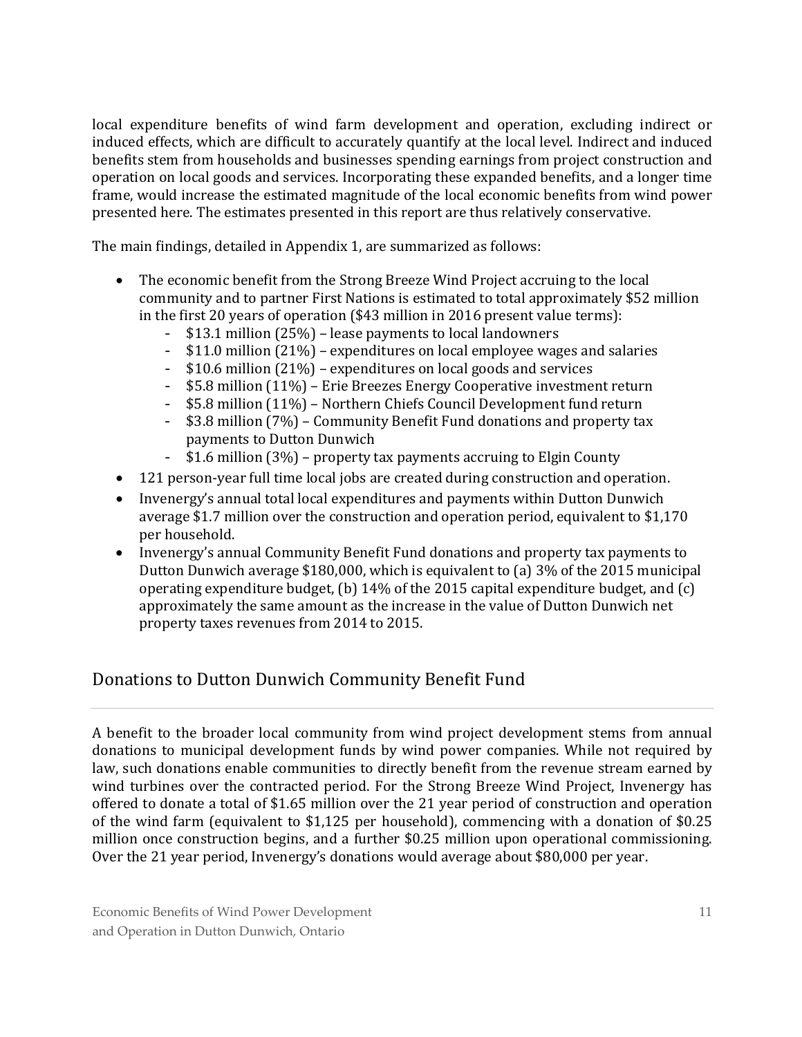local expenditure benefits of wind farm development and operation, excluding indirect or induced effects, which are difficult to accurately quantify at the local level. Indirect and induced benefits stem from households and businesses spending earnings from project construction and operation on local goods and services. Incorporating these expanded benefits, and a longer time frame, would increase the estimated magnitude of the local economic benefits from wind power presented here. The estimates presented in this report are thus relatively conservative.

The main findings, detailed in Appendix 1, are summarized as follows:

- The economic benefit from the Strong Breeze Wind Project accruing to the local community and to partner First Nations is estimated to total approximately $52 million in the first 20 years of operation ($43 million in 2016 present value terms):
  - $13.1 million (25%) – lease payments to local landowners
  - $11.0 million (21%) – expenditures on local employee wages and salaries
  - $10.6 million (21%) – expenditures on local goods and services
  - $5.8 million (11%) – Erie Breezes Energy Cooperative investment return
  - $5.8 million (11%) – Northern Chiefs Council Development fund return
  - $3.8 million (7%) – Community Benefit Fund donations and property tax payments to Dutton Dunwich
  - $1.6 million (3%) – property tax payments accruing to Elgin County
- 121 person-year full time local jobs are created during construction and operation.
- Invenergy's annual total local expenditures and payments within Dutton Dunwich average $1.7 million over the construction and operation period, equivalent to $1,170 per household.
- Invenergy's annual Community Benefit Fund donations and property tax payments to Dutton Dunwich average $180,000, which is equivalent to (a) 3% of the 2015 municipal operating expenditure budget, (b) 14% of the 2015 capital expenditure budget, and (c) approximately the same amount as the increase in the value of Dutton Dunwich net property taxes revenues from 2014 to 2015.

## Donations to Dutton Dunwich Community Benefit Fund

A benefit to the broader local community from wind project development stems from annual donations to municipal development funds by wind power companies. While not required by law, such donations enable communities to directly benefit from the revenue stream earned by wind turbines over the contracted period. For the Strong Breeze Wind Project, Invenergy has offered to donate a total of $1.65 million over the 21 year period of construction and operation of the wind farm (equivalent to $1,125 per household), commencing with a donation of $0.25 million once construction begins, and a further $0.25 million upon operational commissioning. Over the 21 year period, Invenergy's donations would average about $80,000 per year.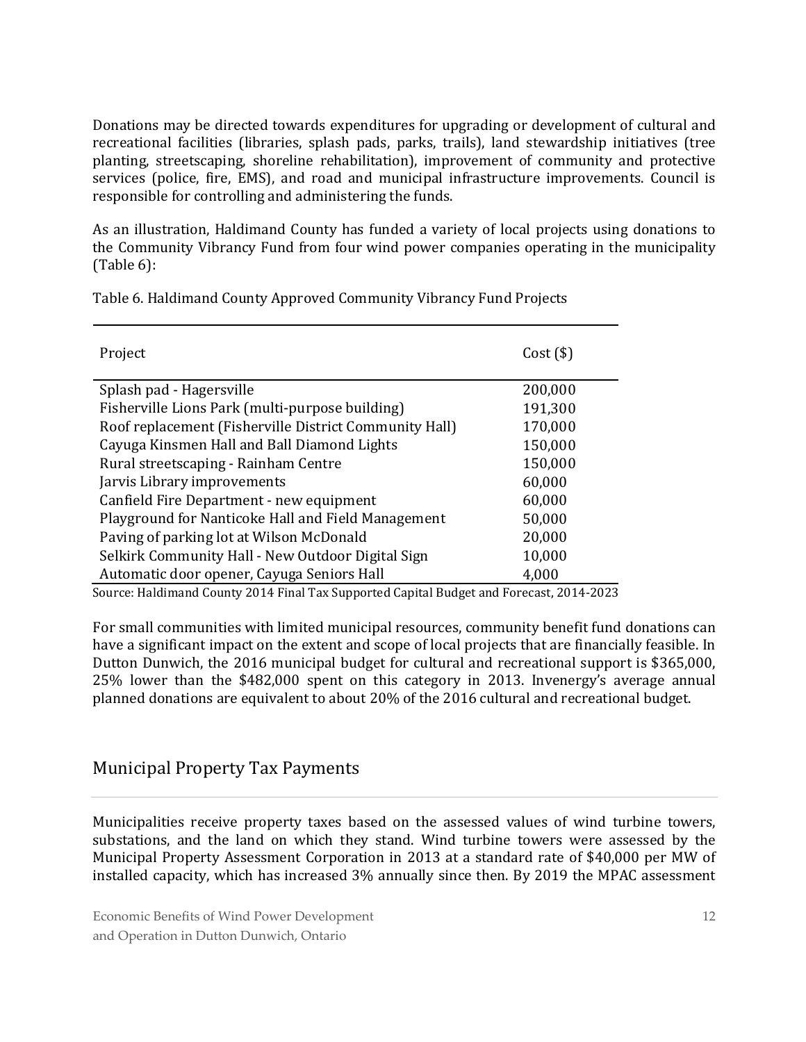Donations may be directed towards expenditures for upgrading or development of cultural and recreational facilities (libraries, splash pads, parks, trails), land stewardship initiatives (tree planting, streetscaping, shoreline rehabilitation), improvement of community and protective services (police, fire, EMS), and road and municipal infrastructure improvements. Council is responsible for controlling and administering the funds.

As an illustration, Haldimand County has funded a variety of local projects using donations to the Community Vibrancy Fund from four wind power companies operating in the municipality (Table 6):

Table 6. Haldimand County Approved Community Vibrancy Fund Projects

| Project | Cost ($) |
|---|---|
| Splash pad - Hagersville | 200,000 |
| Fisherville Lions Park (multi-purpose building) | 191,300 |
| Roof replacement (Fisherville District Community Hall) | 170,000 |
| Cayuga Kinsmen Hall and Ball Diamond Lights | 150,000 |
| Rural streetscaping - Rainham Centre | 150,000 |
| Jarvis Library improvements | 60,000 |
| Canfield Fire Department - new equipment | 60,000 |
| Playground for Nanticoke Hall and Field Management | 50,000 |
| Paving of parking lot at Wilson McDonald | 20,000 |
| Selkirk Community Hall - New Outdoor Digital Sign | 10,000 |
| Automatic door opener, Cayuga Seniors Hall | 4,000 |

Source: Haldimand County 2014 Final Tax Supported Capital Budget and Forecast, 2014-2023

For small communities with limited municipal resources, community benefit fund donations can have a significant impact on the extent and scope of local projects that are financially feasible. In Dutton Dunwich, the 2016 municipal budget for cultural and recreational support is $365,000, 25% lower than the $482,000 spent on this category in 2013. Invenergy's average annual planned donations are equivalent to about 20% of the 2016 cultural and recreational budget.

## Municipal Property Tax Payments

Municipalities receive property taxes based on the assessed values of wind turbine towers, substations, and the land on which they stand. Wind turbine towers were assessed by the Municipal Property Assessment Corporation in 2013 at a standard rate of $40,000 per MW of installed capacity, which has increased 3% annually since then. By 2019 the MPAC assessment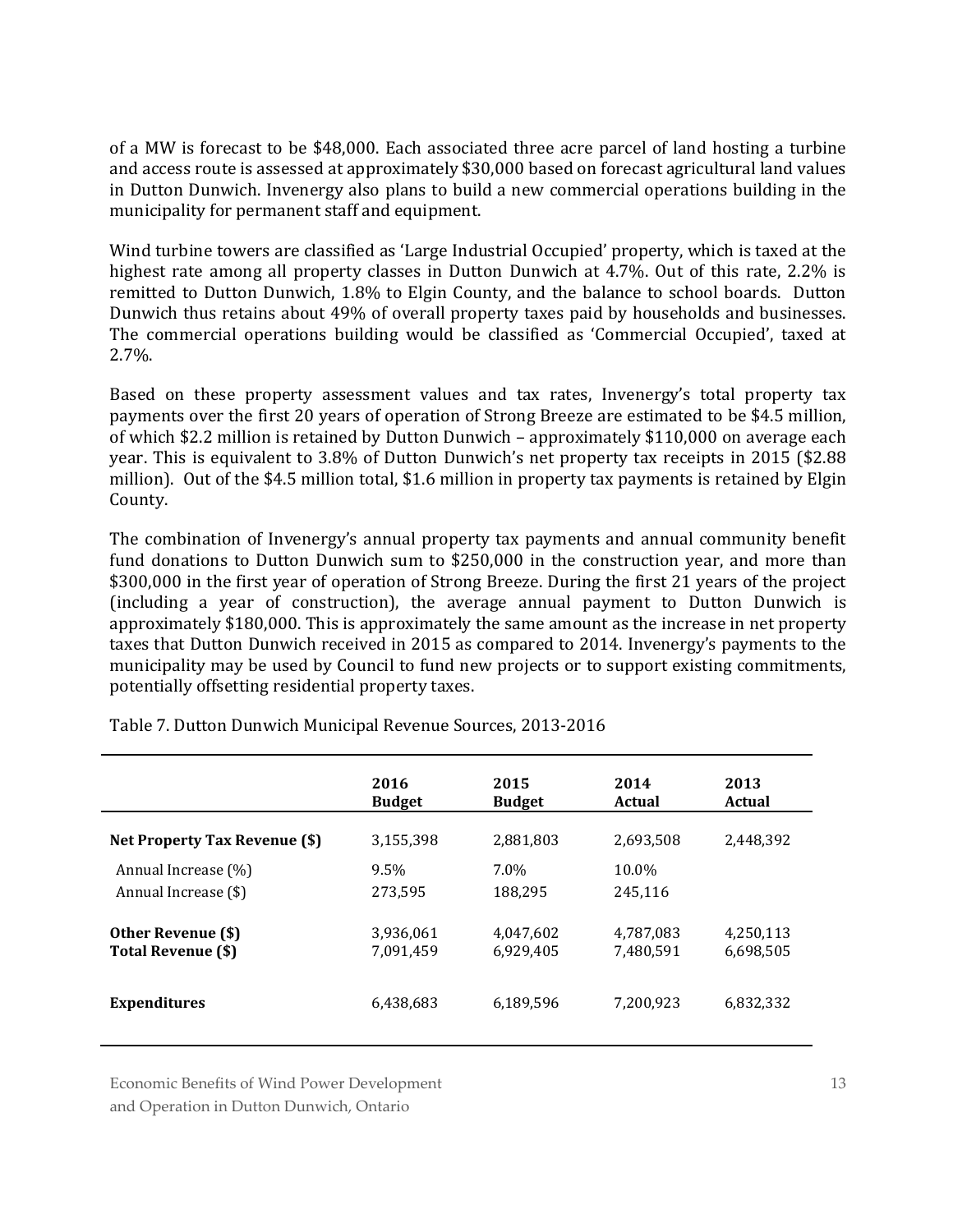of a MW is forecast to be $48,000. Each associated three acre parcel of land hosting a turbine and access route is assessed at approximately $30,000 based on forecast agricultural land values in Dutton Dunwich. Invenergy also plans to build a new commercial operations building in the municipality for permanent staff and equipment.

Wind turbine towers are classified as 'Large Industrial Occupied' property, which is taxed at the highest rate among all property classes in Dutton Dunwich at 4.7%. Out of this rate, 2.2% is remitted to Dutton Dunwich, 1.8% to Elgin County, and the balance to school boards. Dutton Dunwich thus retains about 49% of overall property taxes paid by households and businesses. The commercial operations building would be classified as 'Commercial Occupied', taxed at 2.7%.

Based on these property assessment values and tax rates, Invenergy's total property tax payments over the first 20 years of operation of Strong Breeze are estimated to be $4.5 million, of which $2.2 million is retained by Dutton Dunwich – approximately $110,000 on average each year. This is equivalent to 3.8% of Dutton Dunwich's net property tax receipts in 2015 ($2.88 million). Out of the $4.5 million total, $1.6 million in property tax payments is retained by Elgin County.

The combination of Invenergy's annual property tax payments and annual community benefit fund donations to Dutton Dunwich sum to $250,000 in the construction year, and more than $300,000 in the first year of operation of Strong Breeze. During the first 21 years of the project (including a year of construction), the average annual payment to Dutton Dunwich is approximately $180,000. This is approximately the same amount as the increase in net property taxes that Dutton Dunwich received in 2015 as compared to 2014. Invenergy's payments to the municipality may be used by Council to fund new projects or to support existing commitments, potentially offsetting residential property taxes.

Table 7. Dutton Dunwich Municipal Revenue Sources, 2013-2016

| | 2016 Budget | 2015 Budget | 2014 Actual | 2013 Actual |
|---|---|---|---|---|
| **Net Property Tax Revenue ($)** | 3,155,398 | 2,881,803 | 2,693,508 | 2,448,392 |
| Annual Increase (%) | 9.5% | 7.0% | 10.0% | |
| Annual Increase ($) | 273,595 | 188,295 | 245,116 | |
| **Other Revenue ($)** | 3,936,061 | 4,047,602 | 4,787,083 | 4,250,113 |
| **Total Revenue ($)** | 7,091,459 | 6,929,405 | 7,480,591 | 6,698,505 |
| **Expenditures** | 6,438,683 | 6,189,596 | 7,200,923 | 6,832,332 |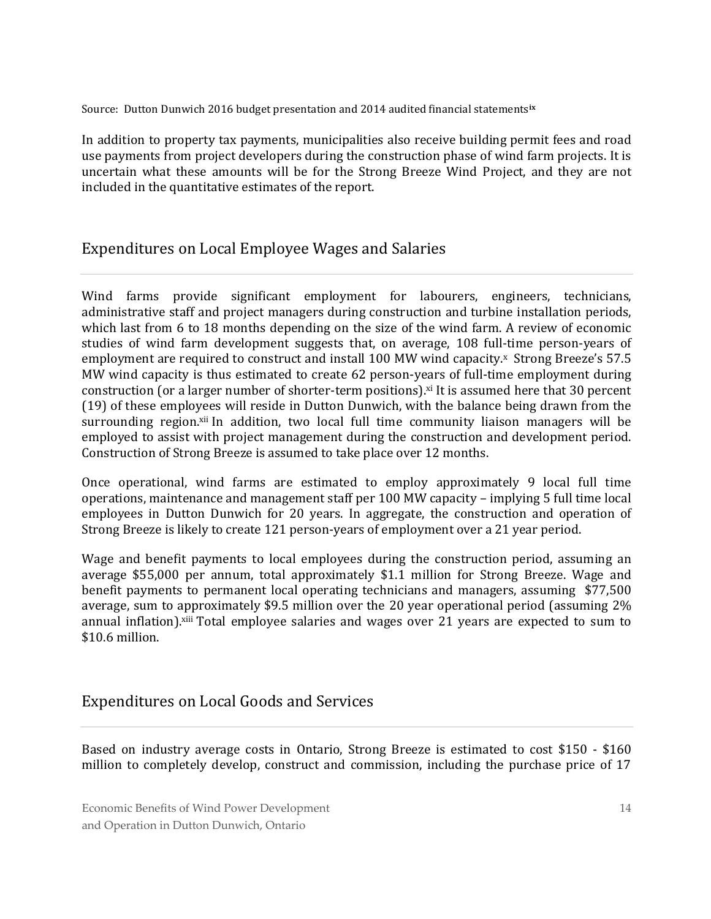Source: Dutton Dunwich 2016 budget presentation and 2014 audited financial statements[ix]

In addition to property tax payments, municipalities also receive building permit fees and road use payments from project developers during the construction phase of wind farm projects. It is uncertain what these amounts will be for the Strong Breeze Wind Project, and they are not included in the quantitative estimates of the report.

## Expenditures on Local Employee Wages and Salaries

Wind farms provide significant employment for labourers, engineers, technicians, administrative staff and project managers during construction and turbine installation periods, which last from 6 to 18 months depending on the size of the wind farm. A review of economic studies of wind farm development suggests that, on average, 108 full-time person-years of employment are required to construct and install 100 MW wind capacity.[x] Strong Breeze's 57.5 MW wind capacity is thus estimated to create 62 person-years of full-time employment during construction (or a larger number of shorter-term positions).[xi] It is assumed here that 30 percent (19) of these employees will reside in Dutton Dunwich, with the balance being drawn from the surrounding region.[xii] In addition, two local full time community liaison managers will be employed to assist with project management during the construction and development period. Construction of Strong Breeze is assumed to take place over 12 months.

Once operational, wind farms are estimated to employ approximately 9 local full time operations, maintenance and management staff per 100 MW capacity – implying 5 full time local employees in Dutton Dunwich for 20 years. In aggregate, the construction and operation of Strong Breeze is likely to create 121 person-years of employment over a 21 year period.

Wage and benefit payments to local employees during the construction period, assuming an average $55,000 per annum, total approximately $1.1 million for Strong Breeze. Wage and benefit payments to permanent local operating technicians and managers, assuming $77,500 average, sum to approximately $9.5 million over the 20 year operational period (assuming 2% annual inflation).[xiii] Total employee salaries and wages over 21 years are expected to sum to $10.6 million.

## Expenditures on Local Goods and Services

Based on industry average costs in Ontario, Strong Breeze is estimated to cost $150 - $160 million to completely develop, construct and commission, including the purchase price of 17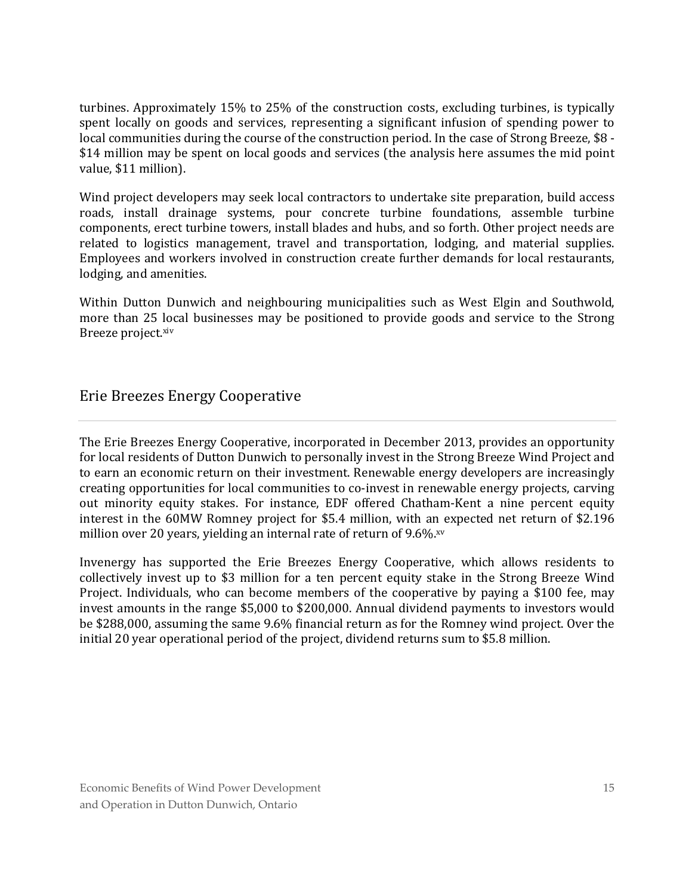turbines. Approximately 15% to 25% of the construction costs, excluding turbines, is typically spent locally on goods and services, representing a significant infusion of spending power to local communities during the course of the construction period. In the case of Strong Breeze, $8 - $14 million may be spent on local goods and services (the analysis here assumes the mid point value, $11 million).

Wind project developers may seek local contractors to undertake site preparation, build access roads, install drainage systems, pour concrete turbine foundations, assemble turbine components, erect turbine towers, install blades and hubs, and so forth. Other project needs are related to logistics management, travel and transportation, lodging, and material supplies. Employees and workers involved in construction create further demands for local restaurants, lodging, and amenities.

Within Dutton Dunwich and neighbouring municipalities such as West Elgin and Southwold, more than 25 local businesses may be positioned to provide goods and service to the Strong Breeze project.[xiv]

## Erie Breezes Energy Cooperative

The Erie Breezes Energy Cooperative, incorporated in December 2013, provides an opportunity for local residents of Dutton Dunwich to personally invest in the Strong Breeze Wind Project and to earn an economic return on their investment. Renewable energy developers are increasingly creating opportunities for local communities to co-invest in renewable energy projects, carving out minority equity stakes. For instance, EDF offered Chatham-Kent a nine percent equity interest in the 60MW Romney project for $5.4 million, with an expected net return of $2.196 million over 20 years, yielding an internal rate of return of 9.6%.[xv]

Invenergy has supported the Erie Breezes Energy Cooperative, which allows residents to collectively invest up to $3 million for a ten percent equity stake in the Strong Breeze Wind Project. Individuals, who can become members of the cooperative by paying a $100 fee, may invest amounts in the range $5,000 to $200,000. Annual dividend payments to investors would be $288,000, assuming the same 9.6% financial return as for the Romney wind project. Over the initial 20 year operational period of the project, dividend returns sum to $5.8 million.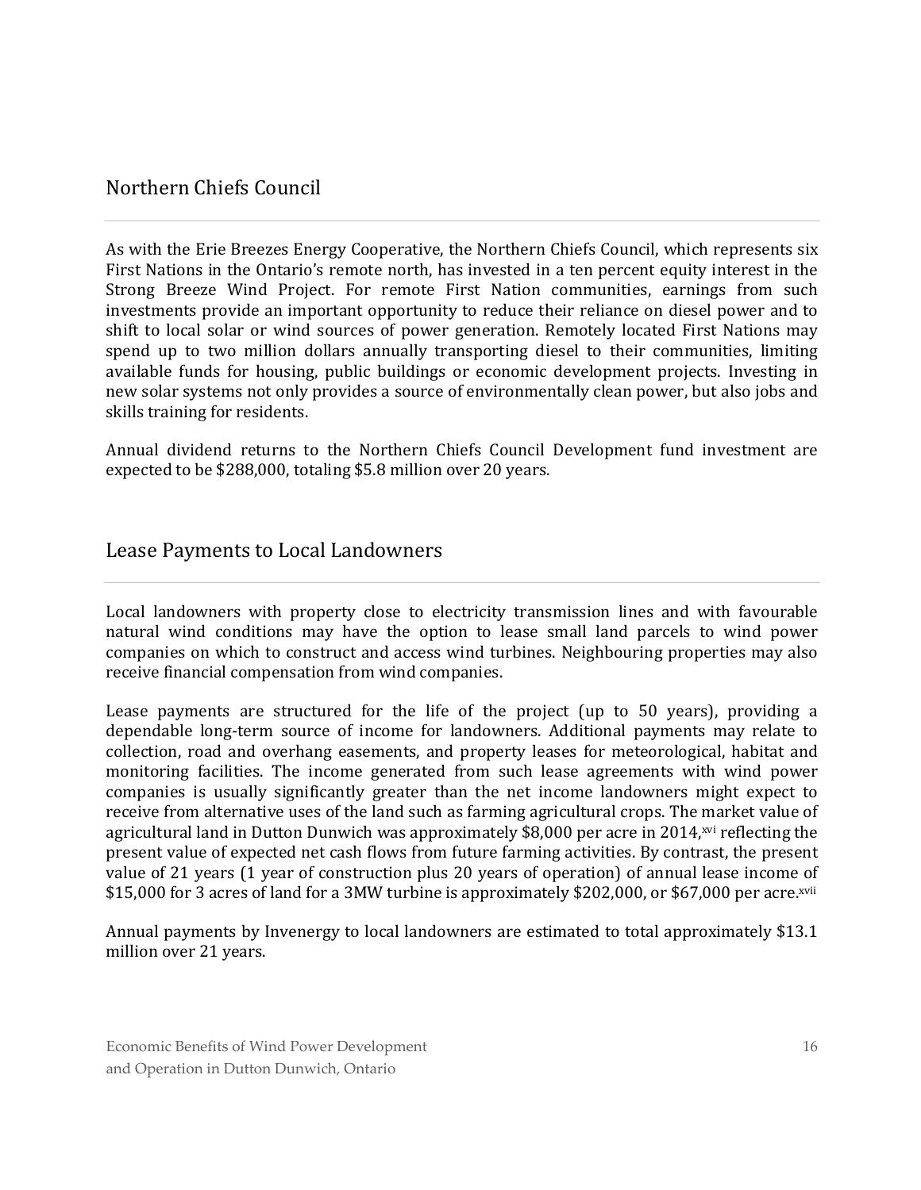## Northern Chiefs Council

As with the Erie Breezes Energy Cooperative, the Northern Chiefs Council, which represents six First Nations in the Ontario's remote north, has invested in a ten percent equity interest in the Strong Breeze Wind Project. For remote First Nation communities, earnings from such investments provide an important opportunity to reduce their reliance on diesel power and to shift to local solar or wind sources of power generation. Remotely located First Nations may spend up to two million dollars annually transporting diesel to their communities, limiting available funds for housing, public buildings or economic development projects. Investing in new solar systems not only provides a source of environmentally clean power, but also jobs and skills training for residents.

Annual dividend returns to the Northern Chiefs Council Development fund investment are expected to be $288,000, totaling $5.8 million over 20 years.

## Lease Payments to Local Landowners

Local landowners with property close to electricity transmission lines and with favourable natural wind conditions may have the option to lease small land parcels to wind power companies on which to construct and access wind turbines. Neighbouring properties may also receive financial compensation from wind companies.

Lease payments are structured for the life of the project (up to 50 years), providing a dependable long-term source of income for landowners. Additional payments may relate to collection, road and overhang easements, and property leases for meteorological, habitat and monitoring facilities. The income generated from such lease agreements with wind power companies is usually significantly greater than the net income landowners might expect to receive from alternative uses of the land such as farming agricultural crops. The market value of agricultural land in Dutton Dunwich was approximately $8,000 per acre in 2014,[xvi] reflecting the present value of expected net cash flows from future farming activities. By contrast, the present value of 21 years (1 year of construction plus 20 years of operation) of annual lease income of $15,000 for 3 acres of land for a 3MW turbine is approximately $202,000, or $67,000 per acre.[xvii]

Annual payments by Invenergy to local landowners are estimated to total approximately $13.1 million over 21 years.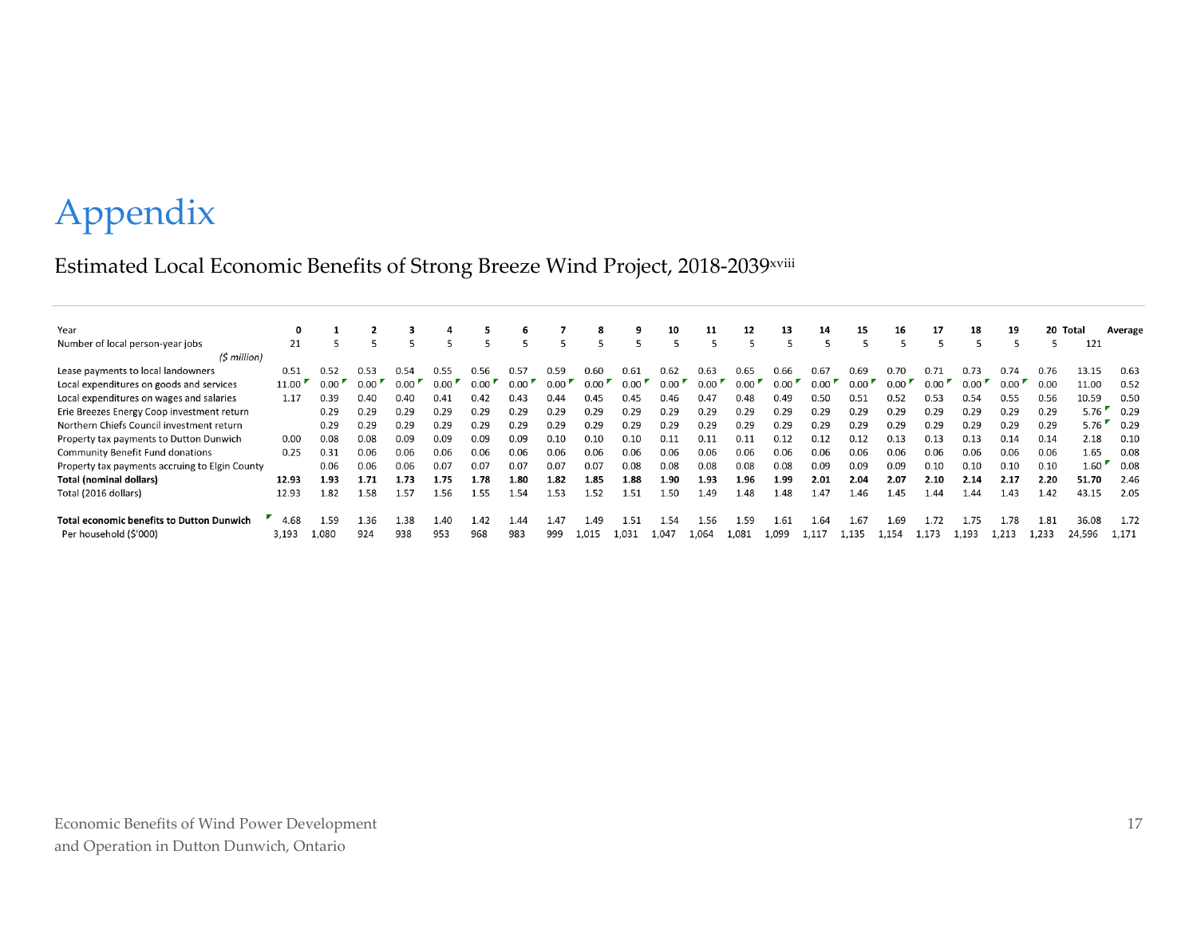# Appendix

## Estimated Local Economic Benefits of Strong Breeze Wind Project, 2018-2039[xviii]

| Year | 0 | 1 | 2 | 3 | 4 | 5 | 6 | 7 | 8 | 9 | 10 | 11 | 12 | 13 | 14 | 15 | 16 | 17 | 18 | 19 | 20 | Total | Average |
|---|---|---|---|---|---|---|---|---|---|---|---|---|---|---|---|---|---|---|---|---|---|---|---|
| Number of local person-year jobs | 21 | 5 | 5 | 5 | 5 | 5 | 5 | 5 | 5 | 5 | 5 | 5 | 5 | 5 | 5 | 5 | 5 | 5 | 5 | 5 | 5 | 121 | |
| *($ million)* | | | | | | | | | | | | | | | | | | | | | | | |
| Lease payments to local landowners | 0.51 | 0.52 | 0.53 | 0.54 | 0.55 | 0.56 | 0.57 | 0.59 | 0.60 | 0.61 | 0.62 | 0.63 | 0.65 | 0.66 | 0.67 | 0.69 | 0.70 | 0.71 | 0.73 | 0.74 | 0.76 | 13.15 | 0.63 |
| Local expenditures on goods and services | 11.00 | 0.00 | 0.00 | 0.00 | 0.00 | 0.00 | 0.00 | 0.00 | 0.00 | 0.00 | 0.00 | 0.00 | 0.00 | 0.00 | 0.00 | 0.00 | 0.00 | 0.00 | 0.00 | 0.00 | 0.00 | 11.00 | 0.52 |
| Local expenditures on wages and salaries | 1.17 | 0.39 | 0.40 | 0.40 | 0.41 | 0.42 | 0.43 | 0.44 | 0.45 | 0.45 | 0.46 | 0.47 | 0.48 | 0.49 | 0.50 | 0.51 | 0.52 | 0.53 | 0.54 | 0.55 | 0.56 | 10.59 | 0.50 |
| Erie Breezes Energy Coop investment return | | 0.29 | 0.29 | 0.29 | 0.29 | 0.29 | 0.29 | 0.29 | 0.29 | 0.29 | 0.29 | 0.29 | 0.29 | 0.29 | 0.29 | 0.29 | 0.29 | 0.29 | 0.29 | 0.29 | 0.29 | 5.76 | 0.29 |
| Northern Chiefs Council investment return | | 0.29 | 0.29 | 0.29 | 0.29 | 0.29 | 0.29 | 0.29 | 0.29 | 0.29 | 0.29 | 0.29 | 0.29 | 0.29 | 0.29 | 0.29 | 0.29 | 0.29 | 0.29 | 0.29 | 0.29 | 5.76 | 0.29 |
| Property tax payments to Dutton Dunwich | 0.00 | 0.08 | 0.08 | 0.09 | 0.09 | 0.09 | 0.09 | 0.10 | 0.10 | 0.10 | 0.11 | 0.11 | 0.11 | 0.12 | 0.12 | 0.12 | 0.13 | 0.13 | 0.13 | 0.14 | 0.14 | 2.18 | 0.10 |
| Community Benefit Fund donations | 0.25 | 0.31 | 0.06 | 0.06 | 0.06 | 0.06 | 0.06 | 0.06 | 0.06 | 0.06 | 0.06 | 0.06 | 0.06 | 0.06 | 0.06 | 0.06 | 0.06 | 0.06 | 0.06 | 0.06 | 0.06 | 1.65 | 0.08 |
| Property tax payments accruing to Elgin County | | 0.06 | 0.06 | 0.06 | 0.07 | 0.07 | 0.07 | 0.07 | 0.07 | 0.08 | 0.08 | 0.08 | 0.08 | 0.08 | 0.09 | 0.09 | 0.09 | 0.10 | 0.10 | 0.10 | 0.10 | 1.60 | 0.08 |
| **Total (nominal dollars)** | **12.93** | **1.93** | **1.71** | **1.73** | **1.75** | **1.78** | **1.80** | **1.82** | **1.85** | **1.88** | **1.90** | **1.93** | **1.96** | **1.99** | **2.01** | **2.04** | **2.07** | **2.10** | **2.14** | **2.17** | **2.20** | **51.70** | **2.46** |
| Total (2016 dollars) | 12.93 | 1.82 | 1.58 | 1.57 | 1.56 | 1.55 | 1.54 | 1.53 | 1.52 | 1.51 | 1.50 | 1.49 | 1.48 | 1.48 | 1.47 | 1.46 | 1.45 | 1.44 | 1.44 | 1.43 | 1.42 | 43.15 | 2.05 |
| **Total economic benefits to Dutton Dunwich** | 4.68 | 1.59 | 1.36 | 1.38 | 1.40 | 1.42 | 1.44 | 1.47 | 1.49 | 1.51 | 1.54 | 1.56 | 1.59 | 1.61 | 1.64 | 1.67 | 1.69 | 1.72 | 1.75 | 1.78 | 1.81 | 36.08 | 1.72 |
| Per household ($'000) | 3,193 | 1,080 | 924 | 938 | 953 | 968 | 983 | 999 | 1,015 | 1,031 | 1,047 | 1,064 | 1,081 | 1,099 | 1,117 | 1,135 | 1,154 | 1,173 | 1,193 | 1,213 | 1,233 | 24,596 | 1,171 |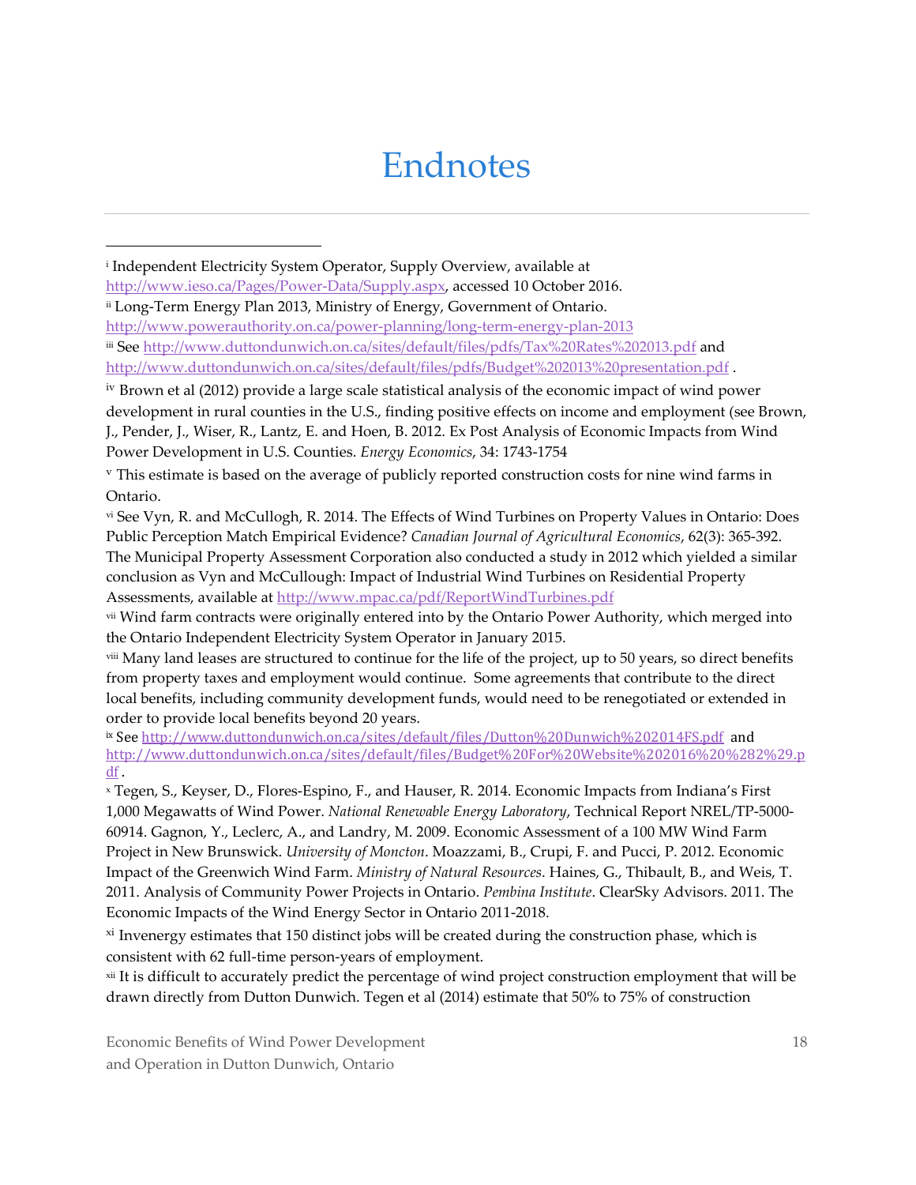# Endnotes

[i] Independent Electricity System Operator, Supply Overview, available at http://www.ieso.ca/Pages/Power-Data/Supply.aspx, accessed 10 October 2016.

[ii] Long-Term Energy Plan 2013, Ministry of Energy, Government of Ontario. http://www.powerauthority.on.ca/power-planning/long-term-energy-plan-2013

[iii] See http://www.duttondunwich.on.ca/sites/default/files/pdfs/Tax%20Rates%202013.pdf and http://www.duttondunwich.on.ca/sites/default/files/pdfs/Budget%202013%20presentation.pdf .

[iv] Brown et al (2012) provide a large scale statistical analysis of the economic impact of wind power development in rural counties in the U.S., finding positive effects on income and employment (see Brown, J., Pender, J., Wiser, R., Lantz, E. and Hoen, B. 2012. Ex Post Analysis of Economic Impacts from Wind Power Development in U.S. Counties. *Energy Economics*, 34: 1743-1754

[v] This estimate is based on the average of publicly reported construction costs for nine wind farms in Ontario.

[vi] See Vyn, R. and McCullogh, R. 2014. The Effects of Wind Turbines on Property Values in Ontario: Does Public Perception Match Empirical Evidence? *Canadian Journal of Agricultural Economics*, 62(3): 365-392. The Municipal Property Assessment Corporation also conducted a study in 2012 which yielded a similar conclusion as Vyn and McCullough: Impact of Industrial Wind Turbines on Residential Property Assessments, available at http://www.mpac.ca/pdf/ReportWindTurbines.pdf

[vii] Wind farm contracts were originally entered into by the Ontario Power Authority, which merged into the Ontario Independent Electricity System Operator in January 2015.

[viii] Many land leases are structured to continue for the life of the project, up to 50 years, so direct benefits from property taxes and employment would continue. Some agreements that contribute to the direct local benefits, including community development funds, would need to be renegotiated or extended in order to provide local benefits beyond 20 years.

[ix] See http://www.duttondunwich.on.ca/sites/default/files/Dutton%20Dunwich%202014FS.pdf and http://www.duttondunwich.on.ca/sites/default/files/Budget%20For%20Website%202016%20%282%29.pdf .

[x] Tegen, S., Keyser, D., Flores-Espino, F., and Hauser, R. 2014. Economic Impacts from Indiana's First 1,000 Megawatts of Wind Power. *National Renewable Energy Laboratory*, Technical Report NREL/TP-5000-60914. Gagnon, Y., Leclerc, A., and Landry, M. 2009. Economic Assessment of a 100 MW Wind Farm Project in New Brunswick. *University of Moncton*. Moazzami, B., Crupi, F. and Pucci, P. 2012. Economic Impact of the Greenwich Wind Farm. *Ministry of Natural Resources*. Haines, G., Thibault, B., and Weis, T. 2011. Analysis of Community Power Projects in Ontario. *Pembina Institute*. ClearSky Advisors. 2011. The Economic Impacts of the Wind Energy Sector in Ontario 2011-2018.

[xi] Invenergy estimates that 150 distinct jobs will be created during the construction phase, which is consistent with 62 full-time person-years of employment.

[xii] It is difficult to accurately predict the percentage of wind project construction employment that will be drawn directly from Dutton Dunwich. Tegen et al (2014) estimate that 50% to 75% of construction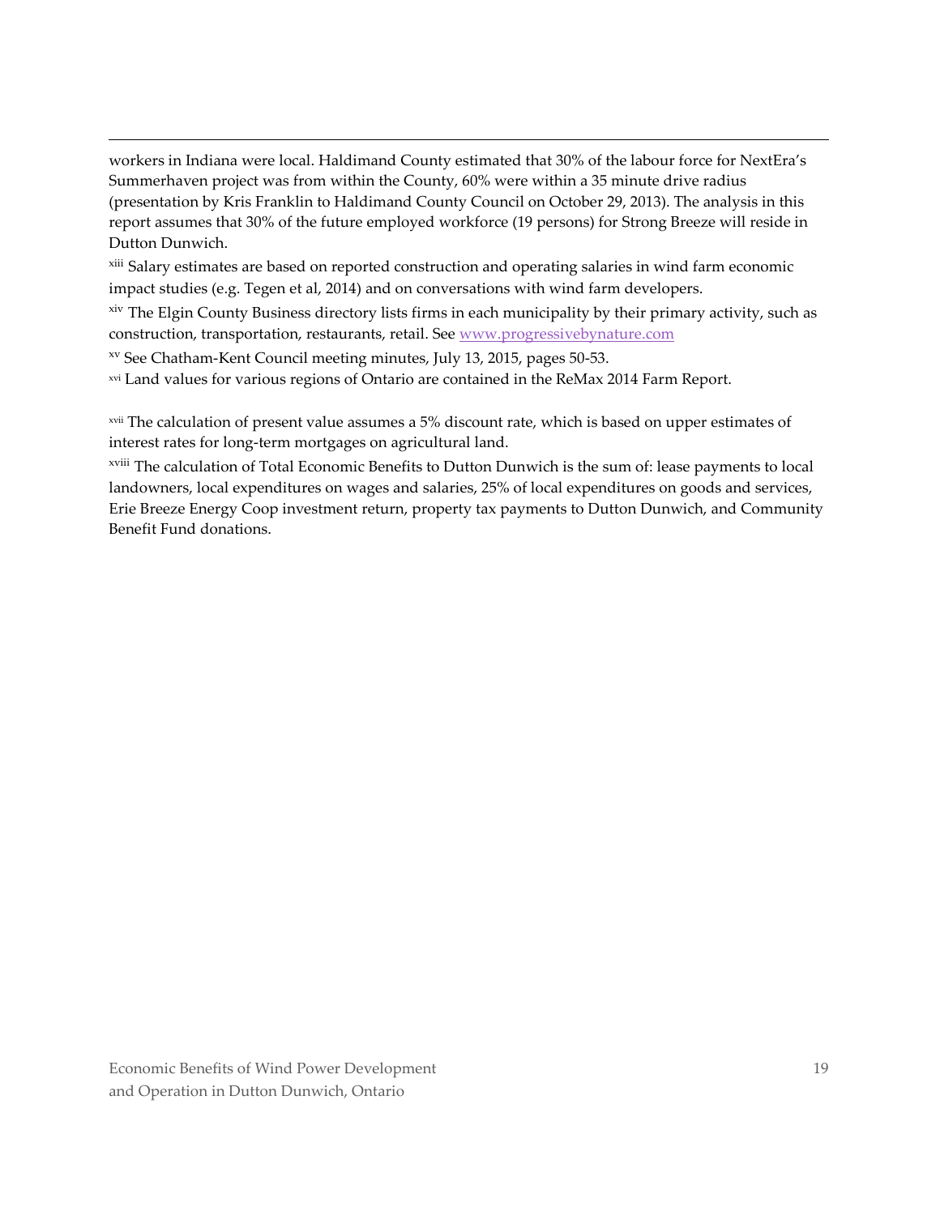workers in Indiana were local. Haldimand County estimated that 30% of the labour force for NextEra's Summerhaven project was from within the County, 60% were within a 35 minute drive radius (presentation by Kris Franklin to Haldimand County Council on October 29, 2013). The analysis in this report assumes that 30% of the future employed workforce (19 persons) for Strong Breeze will reside in Dutton Dunwich.

[xiii] Salary estimates are based on reported construction and operating salaries in wind farm economic impact studies (e.g. Tegen et al, 2014) and on conversations with wind farm developers.

[xiv] The Elgin County Business directory lists firms in each municipality by their primary activity, such as construction, transportation, restaurants, retail. See [www.progressivebynature.com](www.progressivebynature.com)

[xv] See Chatham-Kent Council meeting minutes, July 13, 2015, pages 50-53.

[xvi] Land values for various regions of Ontario are contained in the ReMax 2014 Farm Report.

[xvii] The calculation of present value assumes a 5% discount rate, which is based on upper estimates of interest rates for long-term mortgages on agricultural land.

[xviii] The calculation of Total Economic Benefits to Dutton Dunwich is the sum of: lease payments to local landowners, local expenditures on wages and salaries, 25% of local expenditures on goods and services, Erie Breeze Energy Coop investment return, property tax payments to Dutton Dunwich, and Community Benefit Fund donations.